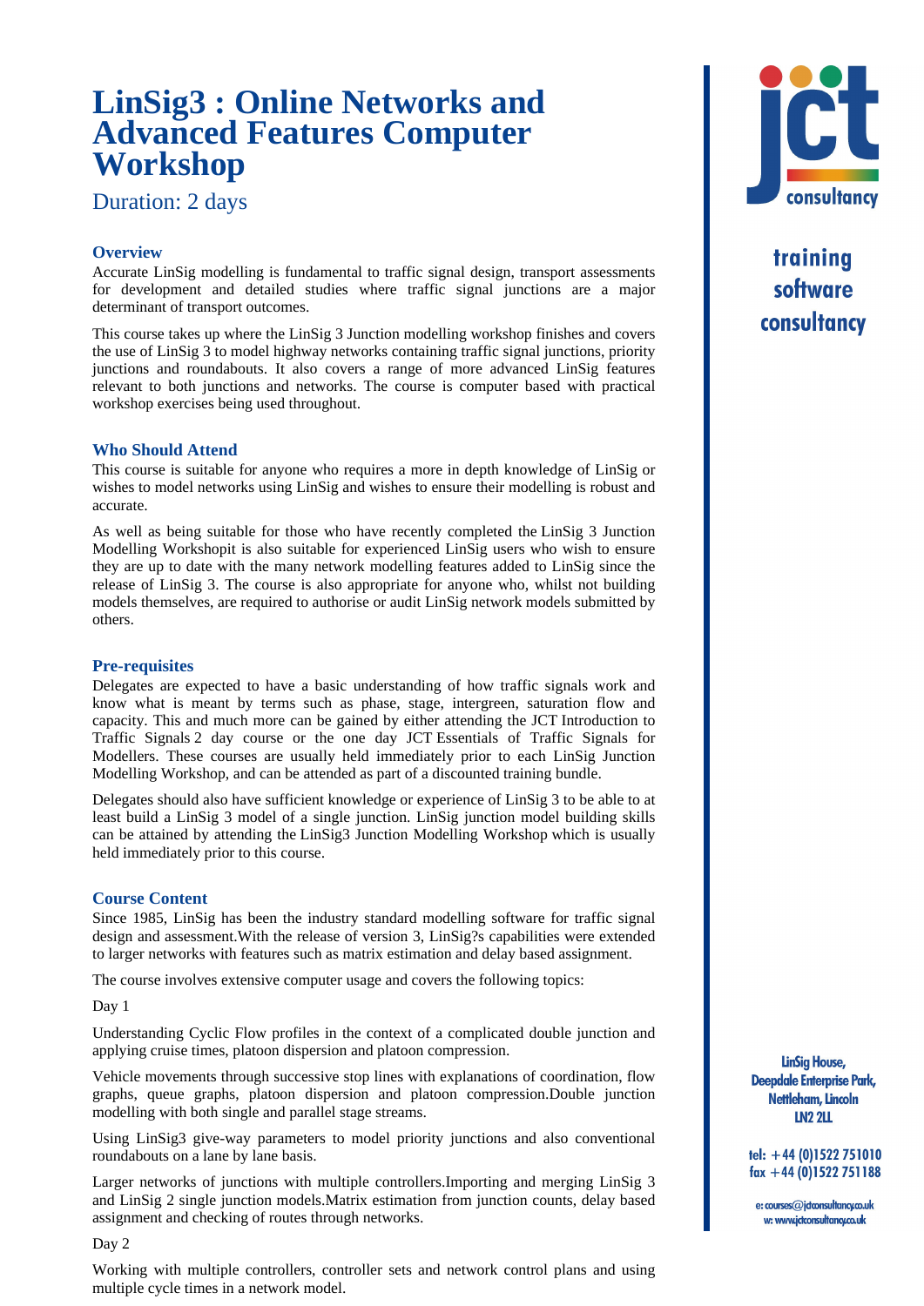# LinSig3 : Online Networks and Advanced Features Computer Workshop

Duration: 2 days

## Overview

Accurate LinSig modelling is fundamental to traffic signal design, transport assessments for development and detailed studies where traffic signal junctions are a major determinant of transport outcomes.

This course takes up where the LinSig 3 Junction modelling workshop finishes and covers the use of LinSig 3 to model highway networks containing traffic signal junctions, priority junctions and roundabouts. It also covers a range of more advanced LinSig features relevant to both junctions and networks. The course is computer based with practical workshop exercises being used throughout.

## Who Should Attend

This course is suitable for anyone who requires a more in depth knowledge of LinSig or wishes to model networks using LinSig and wishes to ensure their modelling is robust and accurate.

As well as being suitable for those who have recently completed the LinSig 3 Junction Modelling Workshopit is also suitable for experienced LinSig users who wish to ensure they are up to date with the many network modelling features added to LinSig since the release of LinSig 3. The course is also appropriate for anyone who, whilst not building models themselves, are required to authorise or audit LinSig network models submitted by others.

## Pre-requisites

Delegates are expected to have a basic understanding of how traffic signals work and know what is meant by terms such as phase, stage, intergreen, saturation flow and capacity. This and much more can be gained by either attending the JCT Introduction to Traffic Signals 2 day course or the one day JCT Essentials of Traffic Signals for Modellers. These courses are usually held immediately prior to each LinSig Junction Modelling Workshop, and can be attended as part of a discounted training bundle.

Delegates should also have sufficient knowledge or experience of LinSig 3 to be able to at least build a LinSig 3 model of a single junction. LinSig junction model building skills can be attained by attending the LinSig3 Junction Modelling Workshop which is usually held immediately prior to this course.

## Course Content

Since 1985, LinSig has been the industry standard modelling software for traffic signal design and assessment.With the release of version 3, LinSig?s capabilities were extended to larger networks with features such as matrix estimation and delay based assignment.

The course involves extensive computer usage and covers the following topics:

Day 1

Understanding Cyclic Flow profiles in the context of a complicated double junction and applying cruise times, platoon dispersion and platoon compression.

Vehicle movements through successive stop lines with explanations of coordination, flow graphs, queue graphs, platoon dispersion and platoon compression.Double junction modelling with both single and parallel stage streams.

Using LinSig3 give-way parameters to model priority junctions and also conventional roundabouts on a lane by lane basis.

Larger networks of junctions with multiple controllers.Importing and merging LinSig 3 and LinSig 2 single junction models.Matrix estimation from junction counts, delay based assignment and checking of routes through networks.

Day 2

Working with multiple controllers, controller sets and network control plans and using multiple cycle times in a network model.

jct consultancy

training
software
consultancy

LinSig House,
Deepdale Enterprise Park,
Nettleham, Lincoln
LN2 2LL

tel: +44 (0)1522 751010
fax +44 (0)1522 751188

e: courses@jctconsultancy.co.uk
w: www.jctconsultancy.co.uk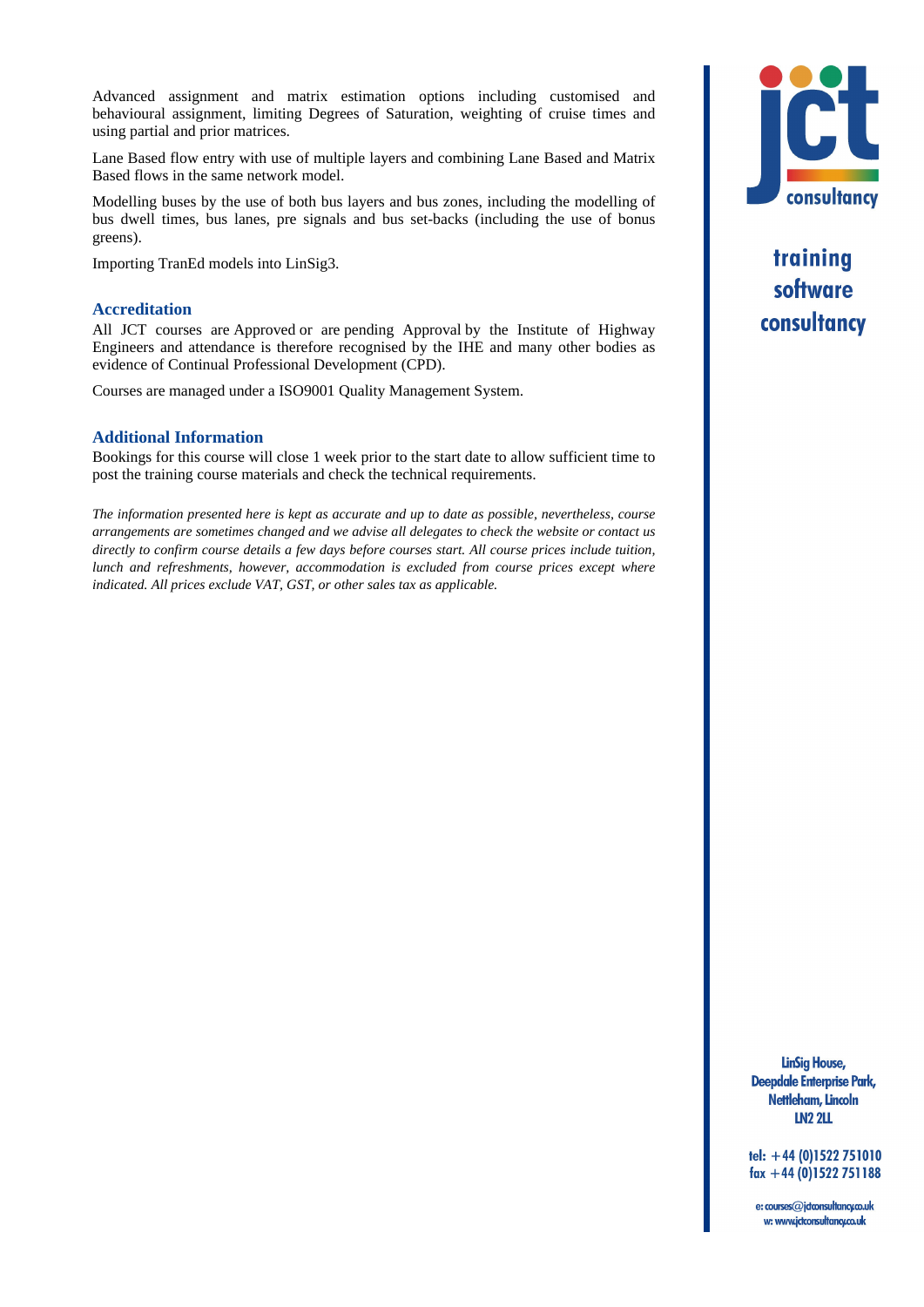Advanced assignment and matrix estimation options including customised and behavioural assignment, limiting Degrees of Saturation, weighting of cruise times and using partial and prior matrices.

Lane Based flow entry with use of multiple layers and combining Lane Based and Matrix Based flows in the same network model.

Modelling buses by the use of both bus layers and bus zones, including the modelling of bus dwell times, bus lanes, pre signals and bus set-backs (including the use of bonus greens).

Importing TranEd models into LinSig3.

## Accreditation

All JCT courses are Approved or are pending Approval by the Institute of Highway Engineers and attendance is therefore recognised by the IHE and many other bodies as evidence of Continual Professional Development (CPD).

Courses are managed under a ISO9001 Quality Management System.

## Additional Information

Bookings for this course will close 1 week prior to the start date to allow sufficient time to post the training course materials and check the technical requirements.

*The information presented here is kept as accurate and up to date as possible, nevertheless, course arrangements are sometimes changed and we advise all delegates to check the website or contact us directly to confirm course details a few days before courses start. All course prices include tuition, lunch and refreshments, however, accommodation is excluded from course prices except where indicated. All prices exclude VAT, GST, or other sales tax as applicable.*

jct consultancy

training
software
consultancy

LinSig House,
Deepdale Enterprise Park,
Nettleham, Lincoln
LN2 2LL

tel: +44 (0)1522 751010
fax +44 (0)1522 751188

e: courses@jctconsultancy.co.uk
w: www.jctconsultancy.co.uk